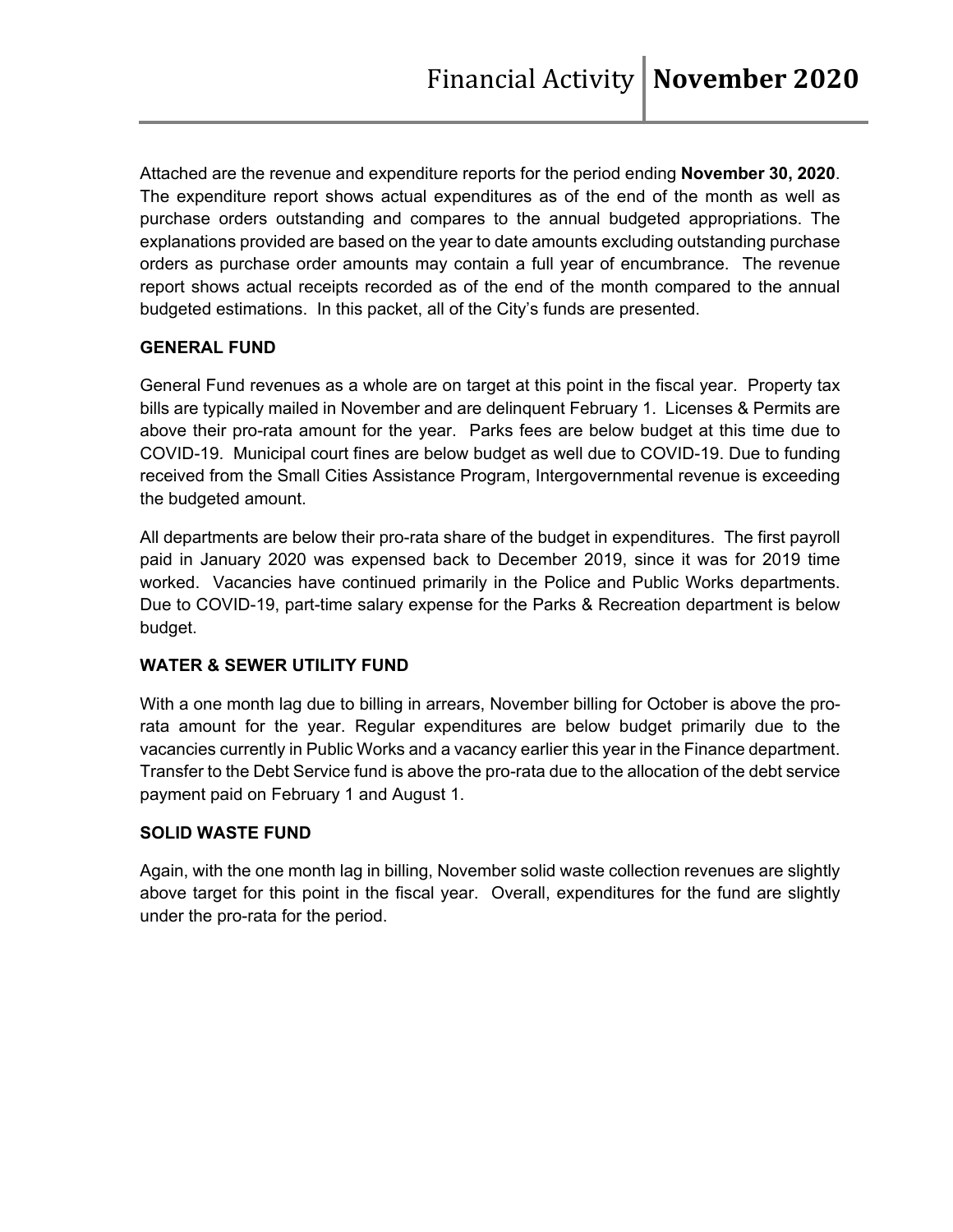# Financial Activity | November 2020

Attached are the revenue and expenditure reports for the period ending **November 30, 2020**. The expenditure report shows actual expenditures as of the end of the month as well as purchase orders outstanding and compares to the annual budgeted appropriations. The explanations provided are based on the year to date amounts excluding outstanding purchase orders as purchase order amounts may contain a full year of encumbrance. The revenue report shows actual receipts recorded as of the end of the month compared to the annual budgeted estimations. In this packet, all of the City's funds are presented.

**GENERAL FUND**

General Fund revenues as a whole are on target at this point in the fiscal year. Property tax bills are typically mailed in November and are delinquent February 1. Licenses & Permits are above their pro-rata amount for the year. Parks fees are below budget at this time due to COVID-19. Municipal court fines are below budget as well due to COVID-19. Due to funding received from the Small Cities Assistance Program, Intergovernmental revenue is exceeding the budgeted amount.

All departments are below their pro-rata share of the budget in expenditures. The first payroll paid in January 2020 was expensed back to December 2019, since it was for 2019 time worked. Vacancies have continued primarily in the Police and Public Works departments. Due to COVID-19, part-time salary expense for the Parks & Recreation department is below budget.

**WATER & SEWER UTILITY FUND**

With a one month lag due to billing in arrears, November billing for October is above the pro-rata amount for the year. Regular expenditures are below budget primarily due to the vacancies currently in Public Works and a vacancy earlier this year in the Finance department. Transfer to the Debt Service fund is above the pro-rata due to the allocation of the debt service payment paid on February 1 and August 1.

**SOLID WASTE FUND**

Again, with the one month lag in billing, November solid waste collection revenues are slightly above target for this point in the fiscal year. Overall, expenditures for the fund are slightly under the pro-rata for the period.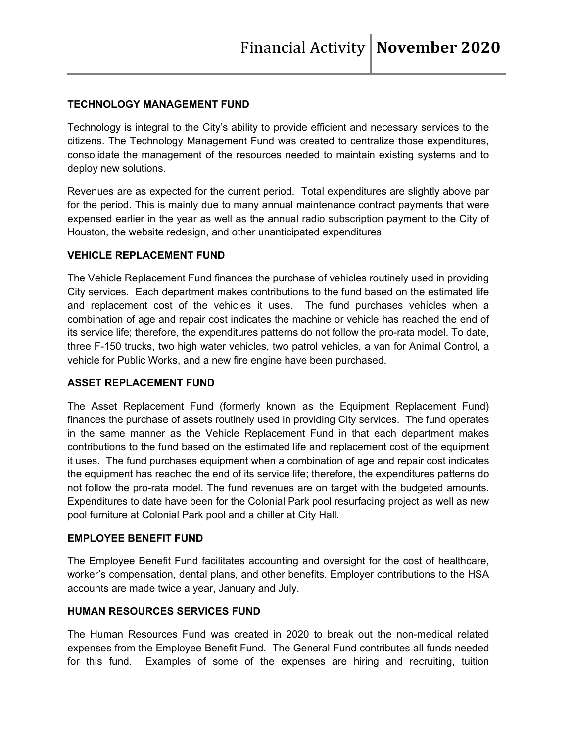### TECHNOLOGY MANAGEMENT FUND

Technology is integral to the City's ability to provide efficient and necessary services to the citizens. The Technology Management Fund was created to centralize those expenditures, consolidate the management of the resources needed to maintain existing systems and to deploy new solutions.

Revenues are as expected for the current period. Total expenditures are slightly above par for the period. This is mainly due to many annual maintenance contract payments that were expensed earlier in the year as well as the annual radio subscription payment to the City of Houston, the website redesign, and other unanticipated expenditures.

### VEHICLE REPLACEMENT FUND

The Vehicle Replacement Fund finances the purchase of vehicles routinely used in providing City services. Each department makes contributions to the fund based on the estimated life and replacement cost of the vehicles it uses. The fund purchases vehicles when a combination of age and repair cost indicates the machine or vehicle has reached the end of its service life; therefore, the expenditures patterns do not follow the pro-rata model. To date, three F-150 trucks, two high water vehicles, two patrol vehicles, a van for Animal Control, a vehicle for Public Works, and a new fire engine have been purchased.

### ASSET REPLACEMENT FUND

The Asset Replacement Fund (formerly known as the Equipment Replacement Fund) finances the purchase of assets routinely used in providing City services. The fund operates in the same manner as the Vehicle Replacement Fund in that each department makes contributions to the fund based on the estimated life and replacement cost of the equipment it uses. The fund purchases equipment when a combination of age and repair cost indicates the equipment has reached the end of its service life; therefore, the expenditures patterns do not follow the pro-rata model. The fund revenues are on target with the budgeted amounts. Expenditures to date have been for the Colonial Park pool resurfacing project as well as new pool furniture at Colonial Park pool and a chiller at City Hall.

### EMPLOYEE BENEFIT FUND

The Employee Benefit Fund facilitates accounting and oversight for the cost of healthcare, worker's compensation, dental plans, and other benefits. Employer contributions to the HSA accounts are made twice a year, January and July.

### HUMAN RESOURCES SERVICES FUND

The Human Resources Fund was created in 2020 to break out the non-medical related expenses from the Employee Benefit Fund. The General Fund contributes all funds needed for this fund. Examples of some of the expenses are hiring and recruiting, tuition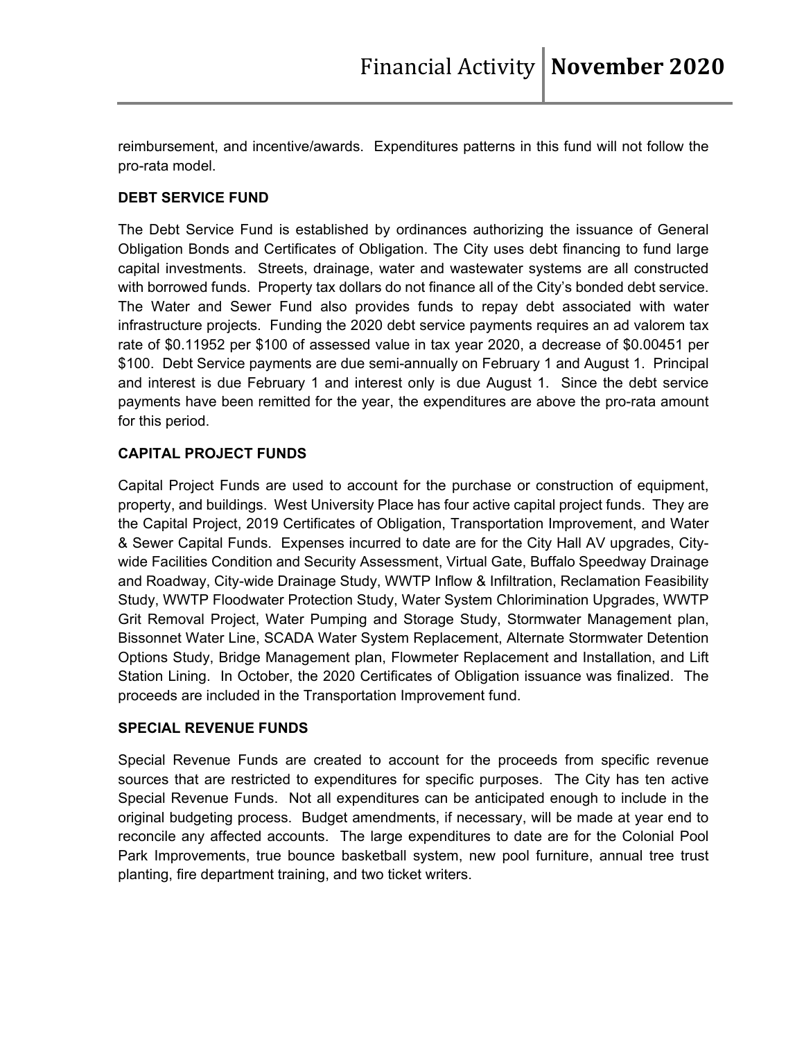reimbursement, and incentive/awards. Expenditures patterns in this fund will not follow the pro-rata model.

**DEBT SERVICE FUND**

The Debt Service Fund is established by ordinances authorizing the issuance of General Obligation Bonds and Certificates of Obligation. The City uses debt financing to fund large capital investments. Streets, drainage, water and wastewater systems are all constructed with borrowed funds. Property tax dollars do not finance all of the City's bonded debt service. The Water and Sewer Fund also provides funds to repay debt associated with water infrastructure projects. Funding the 2020 debt service payments requires an ad valorem tax rate of $0.11952 per $100 of assessed value in tax year 2020, a decrease of $0.00451 per $100. Debt Service payments are due semi-annually on February 1 and August 1. Principal and interest is due February 1 and interest only is due August 1. Since the debt service payments have been remitted for the year, the expenditures are above the pro-rata amount for this period.

**CAPITAL PROJECT FUNDS**

Capital Project Funds are used to account for the purchase or construction of equipment, property, and buildings. West University Place has four active capital project funds. They are the Capital Project, 2019 Certificates of Obligation, Transportation Improvement, and Water & Sewer Capital Funds. Expenses incurred to date are for the City Hall AV upgrades, City-wide Facilities Condition and Security Assessment, Virtual Gate, Buffalo Speedway Drainage and Roadway, City-wide Drainage Study, WWTP Inflow & Infiltration, Reclamation Feasibility Study, WWTP Floodwater Protection Study, Water System Chlorimination Upgrades, WWTP Grit Removal Project, Water Pumping and Storage Study, Stormwater Management plan, Bissonnet Water Line, SCADA Water System Replacement, Alternate Stormwater Detention Options Study, Bridge Management plan, Flowmeter Replacement and Installation, and Lift Station Lining. In October, the 2020 Certificates of Obligation issuance was finalized. The proceeds are included in the Transportation Improvement fund.

**SPECIAL REVENUE FUNDS**

Special Revenue Funds are created to account for the proceeds from specific revenue sources that are restricted to expenditures for specific purposes. The City has ten active Special Revenue Funds. Not all expenditures can be anticipated enough to include in the original budgeting process. Budget amendments, if necessary, will be made at year end to reconcile any affected accounts. The large expenditures to date are for the Colonial Pool Park Improvements, true bounce basketball system, new pool furniture, annual tree trust planting, fire department training, and two ticket writers.